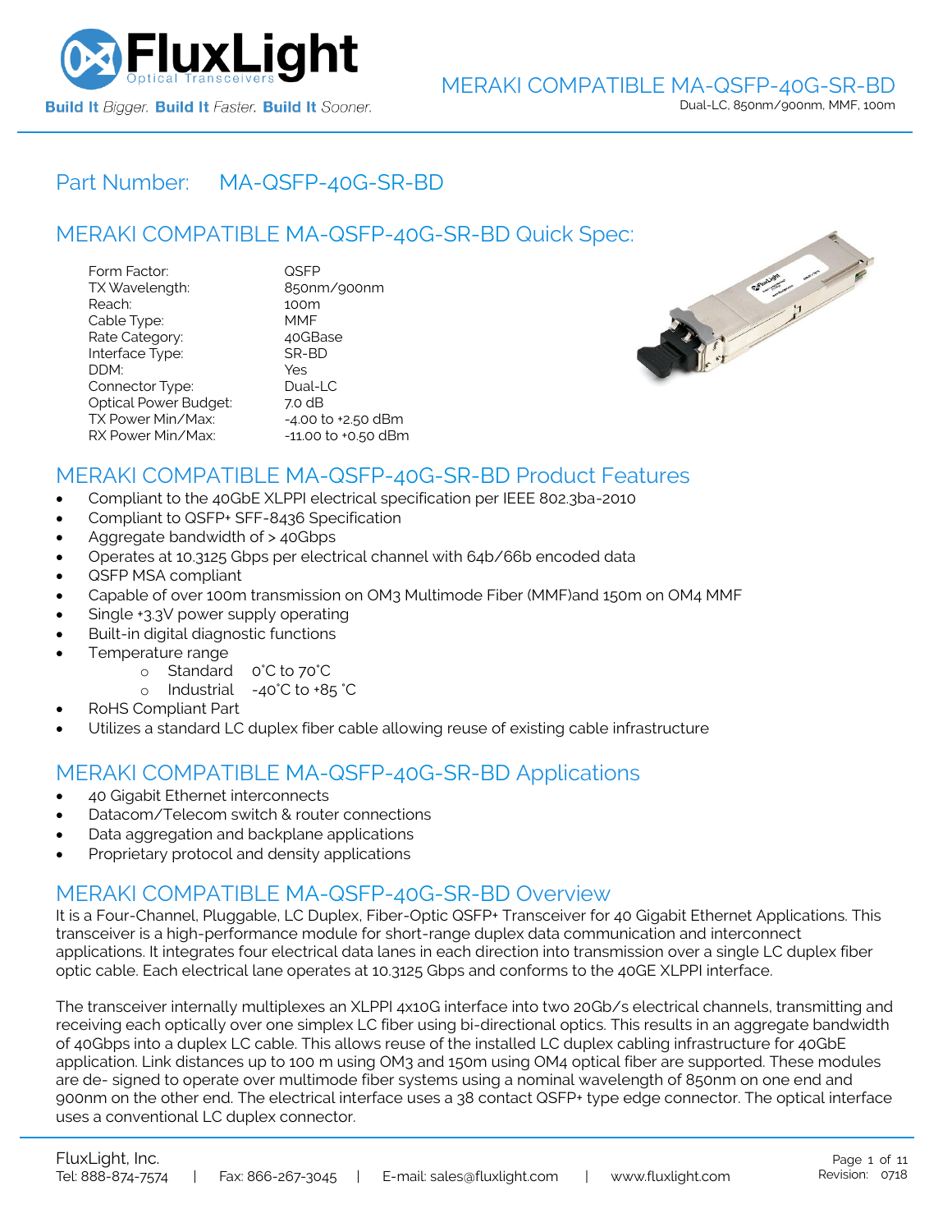# MERAKI COMPATIBLE MA-QSFP-40G-SR-BD

Dual-LC, 850nm/900nm, MMF, 100m

## Part Number: MA-QSFP-40G-SR-BD

## MERAKI COMPATIBLE MA-QSFP-40G-SR-BD Quick Spec:

| | |
|---|---|
| Form Factor: | QSFP |
| TX Wavelength: | 850nm/900nm |
| Reach: | 100m |
| Cable Type: | MMF |
| Rate Category: | 40GBase |
| Interface Type: | SR-BD |
| DDM: | Yes |
| Connector Type: | Dual-LC |
| Optical Power Budget: | 7.0 dB |
| TX Power Min/Max: | -4.00 to +2.50 dBm |
| RX Power Min/Max: | -11.00 to +0.50 dBm |

## MERAKI COMPATIBLE MA-QSFP-40G-SR-BD Product Features

- Compliant to the 40GbE XLPPI electrical specification per IEEE 802.3ba-2010
- Compliant to QSFP+ SFF-8436 Specification
- Aggregate bandwidth of > 40Gbps
- Operates at 10.3125 Gbps per electrical channel with 64b/66b encoded data
- QSFP MSA compliant
- Capable of over 100m transmission on OM3 Multimode Fiber (MMF)and 150m on OM4 MMF
- Single +3.3V power supply operating
- Built-in digital diagnostic functions
- Temperature range
  - Standard 0°C to 70°C
  - Industrial -40°C to +85 °C
- RoHS Compliant Part
- Utilizes a standard LC duplex fiber cable allowing reuse of existing cable infrastructure

## MERAKI COMPATIBLE MA-QSFP-40G-SR-BD Applications

- 40 Gigabit Ethernet interconnects
- Datacom/Telecom switch & router connections
- Data aggregation and backplane applications
- Proprietary protocol and density applications

## MERAKI COMPATIBLE MA-QSFP-40G-SR-BD Overview

It is a Four-Channel, Pluggable, LC Duplex, Fiber-Optic QSFP+ Transceiver for 40 Gigabit Ethernet Applications. This transceiver is a high-performance module for short-range duplex data communication and interconnect applications. It integrates four electrical data lanes in each direction into transmission over a single LC duplex fiber optic cable. Each electrical lane operates at 10.3125 Gbps and conforms to the 40GE XLPPI interface.

The transceiver internally multiplexes an XLPPI 4x10G interface into two 20Gb/s electrical channels, transmitting and receiving each optically over one simplex LC fiber using bi-directional optics. This results in an aggregate bandwidth of 40Gbps into a duplex LC cable. This allows reuse of the installed LC duplex cabling infrastructure for 40GbE application. Link distances up to 100 m using OM3 and 150m using OM4 optical fiber are supported. These modules are de- signed to operate over multimode fiber systems using a nominal wavelength of 850nm on one end and 900nm on the other end. The electrical interface uses a 38 contact QSFP+ type edge connector. The optical interface uses a conventional LC duplex connector.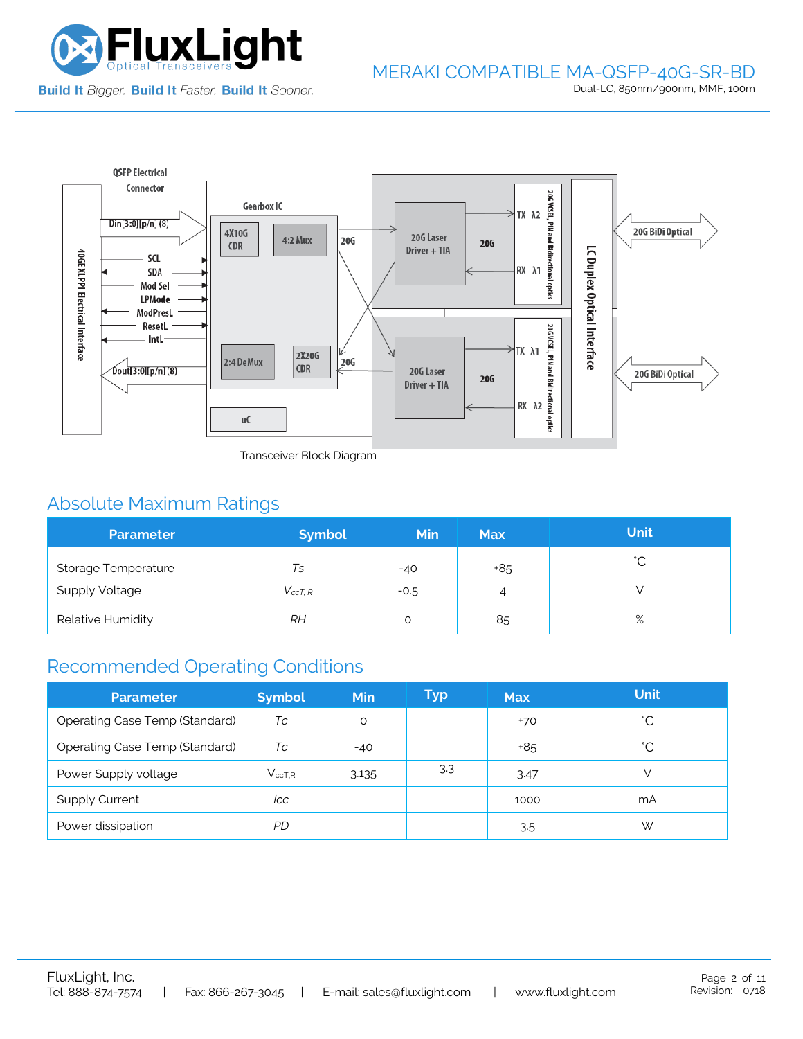QSFP Electrical Connector

Gearbox IC

40GE XLPPI Electrical Interface

Din[3:0][p/n] (8)

SCL

SDA

Mod Sel

LPMode

ModPresL

ResetL

IntL

Dout[3:0][p/n] (8)

4X10G CDR

4:2 Mux

2:4 DeMux

2X20G CDR

uC

20G

20G

20G Laser Driver + TIA

20G

20G Laser Driver + TIA

20G

TX λ2

RX λ1

TX λ1

RX λ2

20G VCSEL, PIN and Bidirectional optics

20G VCSEL, PIN and Bidirectional optics

LC Duplex Optical Interface

20G BiDi Optical

20G BiDi Optical

Transceiver Block Diagram

## Absolute Maximum Ratings

| Parameter | Symbol | Min | Max | Unit |
|---|---|---|---|---|
| Storage Temperature | *Ts* | -40 | +85 | ˚C |
| Supply Voltage | $V_{ccT, R}$ | -0.5 | 4 | V |
| Relative Humidity | *RH* | 0 | 85 | % |

## Recommended Operating Conditions

| Parameter | Symbol | Min | Typ | Max | Unit |
|---|---|---|---|---|---|
| Operating Case Temp (Standard) | *Tc* | 0 | | +70 | ˚C |
| Operating Case Temp (Standard) | *Tc* | -40 | | +85 | ˚C |
| Power Supply voltage | $V_{ccT,R}$ | 3.135 | 3.3 | 3.47 | V |
| Supply Current | *Icc* | | | 1000 | mA |
| Power dissipation | *PD* | | | 3.5 | W |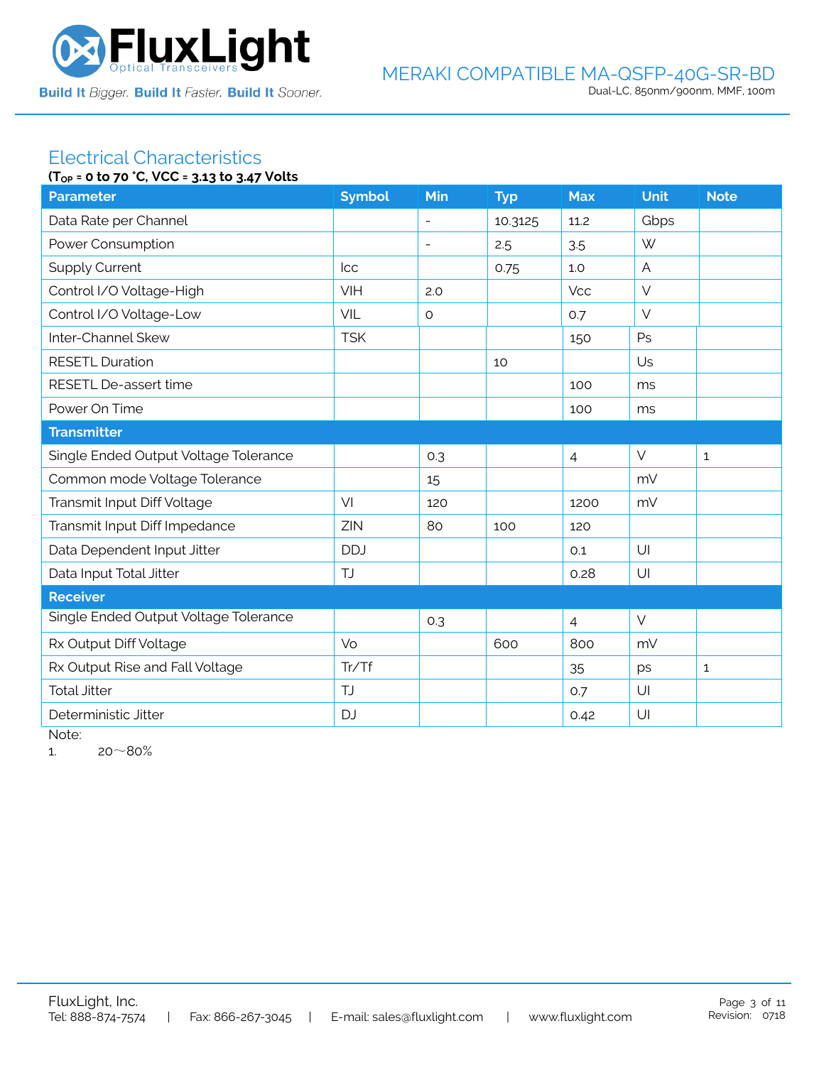## Electrical Characteristics

**($T_{OP}$ = 0 to 70 °C, VCC = 3.13 to 3.47 Volts**

| Parameter | Symbol | Min | Typ | Max | Unit | Note |
|---|---|---|---|---|---|---|
| Data Rate per Channel | | - | 10.3125 | 11.2 | Gbps | |
| Power Consumption | | - | 2.5 | 3.5 | W | |
| Supply Current | Icc | | 0.75 | 1.0 | A | |
| Control I/O Voltage-High | VIH | 2.0 | | Vcc | V | |
| Control I/O Voltage-Low | VIL | 0 | | 0.7 | V | |
| Inter-Channel Skew | TSK | | | 150 | Ps | |
| RESETL Duration | | | 10 | | Us | |
| RESETL De-assert time | | | | 100 | ms | |
| Power On Time | | | | 100 | ms | |
| **Transmitter** | | | | | | |
| Single Ended Output Voltage Tolerance | | 0.3 | | 4 | V | 1 |
| Common mode Voltage Tolerance | | 15 | | | mV | |
| Transmit Input Diff Voltage | VI | 120 | | 1200 | mV | |
| Transmit Input Diff Impedance | ZIN | 80 | 100 | 120 | | |
| Data Dependent Input Jitter | DDJ | | | 0.1 | UI | |
| Data Input Total Jitter | TJ | | | 0.28 | UI | |
| **Receiver** | | | | | | |
| Single Ended Output Voltage Tolerance | | 0.3 | | 4 | V | |
| Rx Output Diff Voltage | Vo | | 600 | 800 | mV | |
| Rx Output Rise and Fall Voltage | Tr/Tf | | | 35 | ps | 1 |
| Total Jitter | TJ | | | 0.7 | UI | |
| Deterministic Jitter | DJ | | | 0.42 | UI | |

Note:

1. 20～80%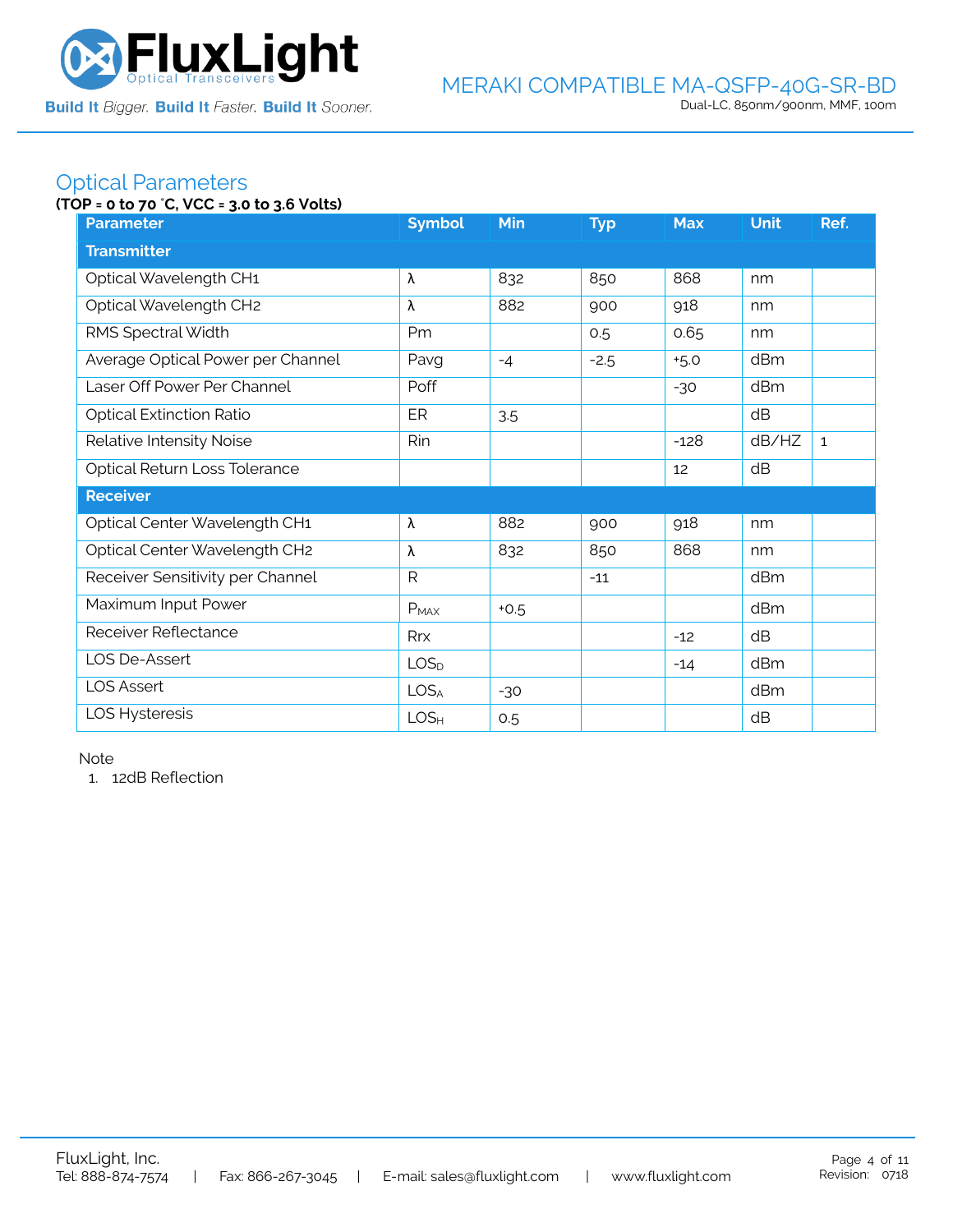## Optical Parameters

**(TOP = 0 to 70 °C, VCC = 3.0 to 3.6 Volts)**

| Parameter | Symbol | Min | Typ | Max | Unit | Ref. |
|---|---|---|---|---|---|---|
| **Transmitter** | | | | | | |
| Optical Wavelength CH1 | λ | 832 | 850 | 868 | nm | |
| Optical Wavelength CH2 | λ | 882 | 900 | 918 | nm | |
| RMS Spectral Width | Pm | | 0.5 | 0.65 | nm | |
| Average Optical Power per Channel | Pavg | -4 | -2.5 | +5.0 | dBm | |
| Laser Off Power Per Channel | Poff | | | -30 | dBm | |
| Optical Extinction Ratio | ER | 3.5 | | | dB | |
| Relative Intensity Noise | Rin | | | -128 | dB/HZ | 1 |
| Optical Return Loss Tolerance | | | | 12 | dB | |
| **Receiver** | | | | | | |
| Optical Center Wavelength CH1 | λ | 882 | 900 | 918 | nm | |
| Optical Center Wavelength CH2 | λ | 832 | 850 | 868 | nm | |
| Receiver Sensitivity per Channel | R | | -11 | | dBm | |
| Maximum Input Power | $P_{MAX}$ | +0.5 | | | dBm | |
| Receiver Reflectance | Rrx | | | -12 | dB | |
| LOS De-Assert | $LOS_D$ | | | -14 | dBm | |
| LOS Assert | $LOS_A$ | -30 | | | dBm | |
| LOS Hysteresis | $LOS_H$ | 0.5 | | | dB | |

Note

1. 12dB Reflection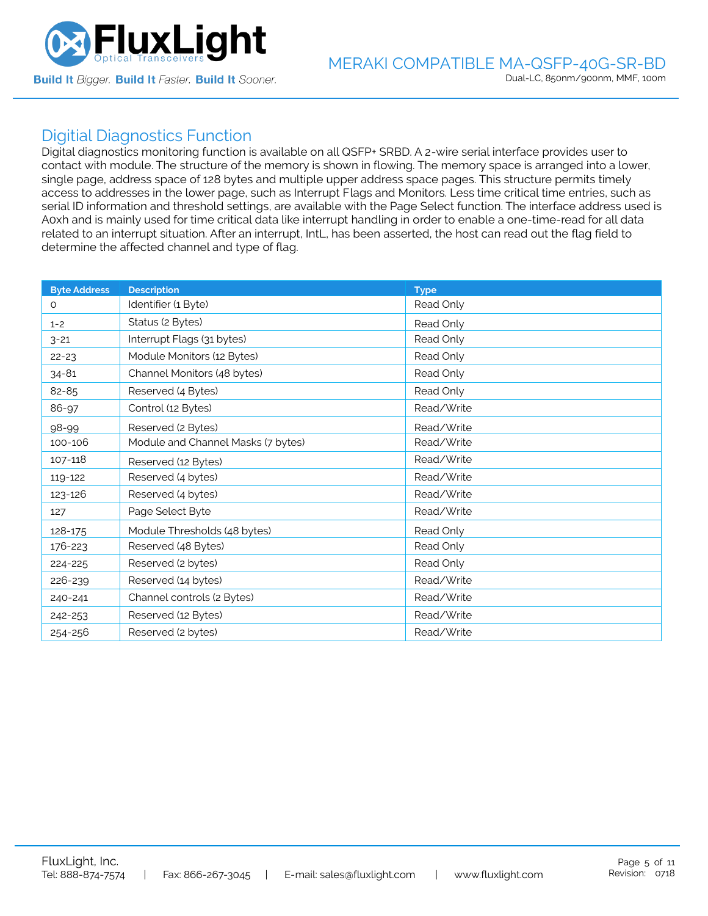## Digitial Diagnostics Function

Digital diagnostics monitoring function is available on all QSFP+ SRBD. A 2-wire serial interface provides user to contact with module. The structure of the memory is shown in flowing. The memory space is arranged into a lower, single page, address space of 128 bytes and multiple upper address space pages. This structure permits timely access to addresses in the lower page, such as Interrupt Flags and Monitors. Less time critical time entries, such as serial ID information and threshold settings, are available with the Page Select function. The interface address used is A0xh and is mainly used for time critical data like interrupt handling in order to enable a one-time-read for all data related to an interrupt situation. After an interrupt, IntL, has been asserted, the host can read out the flag field to determine the affected channel and type of flag.

| Byte Address | Description | Type |
|---|---|---|
| 0 | Identifier (1 Byte) | Read Only |
| 1-2 | Status (2 Bytes) | Read Only |
| 3-21 | Interrupt Flags (31 bytes) | Read Only |
| 22-23 | Module Monitors (12 Bytes) | Read Only |
| 34-81 | Channel Monitors (48 bytes) | Read Only |
| 82-85 | Reserved (4 Bytes) | Read Only |
| 86-97 | Control (12 Bytes) | Read/Write |
| 98-99 | Reserved (2 Bytes) | Read/Write |
| 100-106 | Module and Channel Masks (7 bytes) | Read/Write |
| 107-118 | Reserved (12 Bytes) | Read/Write |
| 119-122 | Reserved (4 bytes) | Read/Write |
| 123-126 | Reserved (4 bytes) | Read/Write |
| 127 | Page Select Byte | Read/Write |
| 128-175 | Module Thresholds (48 bytes) | Read Only |
| 176-223 | Reserved (48 Bytes) | Read Only |
| 224-225 | Reserved (2 bytes) | Read Only |
| 226-239 | Reserved (14 bytes) | Read/Write |
| 240-241 | Channel controls (2 Bytes) | Read/Write |
| 242-253 | Reserved (12 Bytes) | Read/Write |
| 254-256 | Reserved (2 bytes) | Read/Write |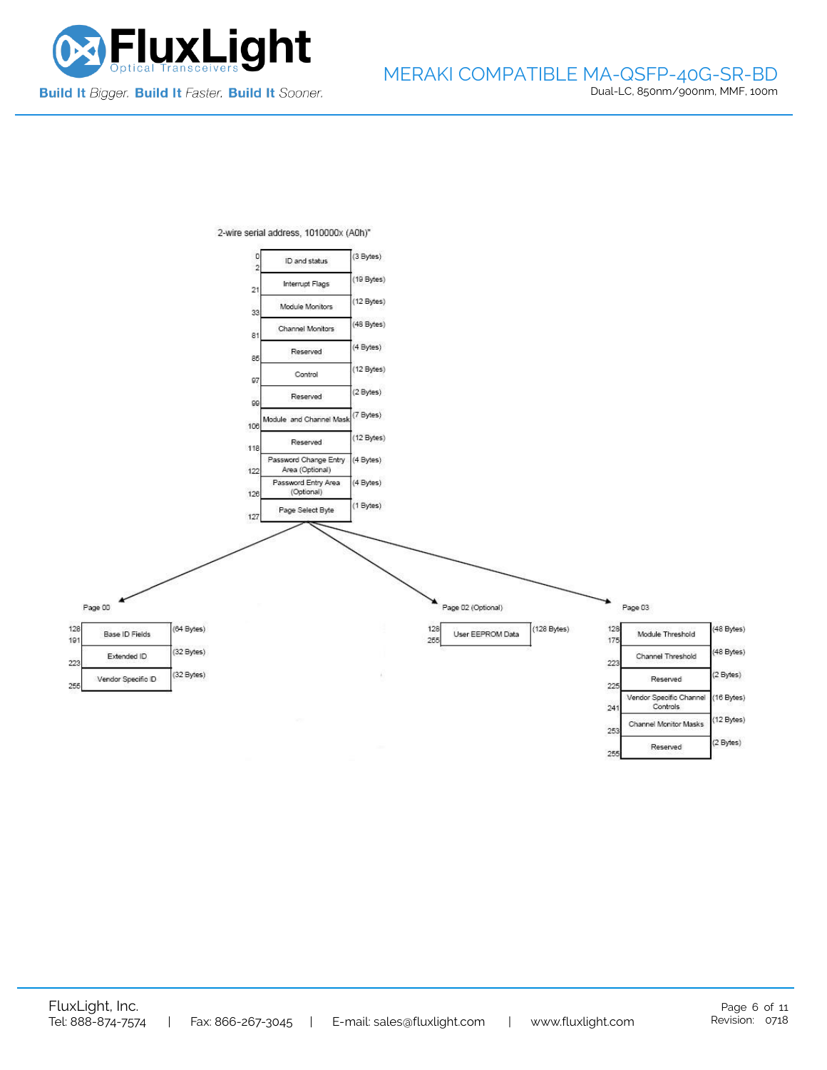2-wire serial address, 1010000x (A0h)"

0
2
ID and status
(3 Bytes)

21
Interrupt Flags
(19 Bytes)

33
Module Monitors
(12 Bytes)

81
Channel Monitors
(48 Bytes)

85
Reserved
(4 Bytes)

97
Control
(12 Bytes)

99
Reserved
(2 Bytes)

106
Module and Channel Mask
(7 Bytes)

118
Reserved
(12 Bytes)

122
Password Change Entry Area (Optional)
(4 Bytes)

126
Password Entry Area (Optional)
(4 Bytes)

127
Page Select Byte
(1 Bytes)

Page 00

128
191
Base ID Fields
(64 Bytes)

223
Extended ID
(32 Bytes)

255
Vendor Specific ID
(32 Bytes)

Page 02 (Optional)

128
255
User EEPROM Data
(128 Bytes)

Page 03

128
175
Module Threshold
(48 Bytes)

223
Channel Threshold
(48 Bytes)

225
Reserved
(2 Bytes)

241
Vendor Specific Channel Controls
(16 Bytes)

253
Channel Monitor Masks
(12 Bytes)

255
Reserved
(2 Bytes)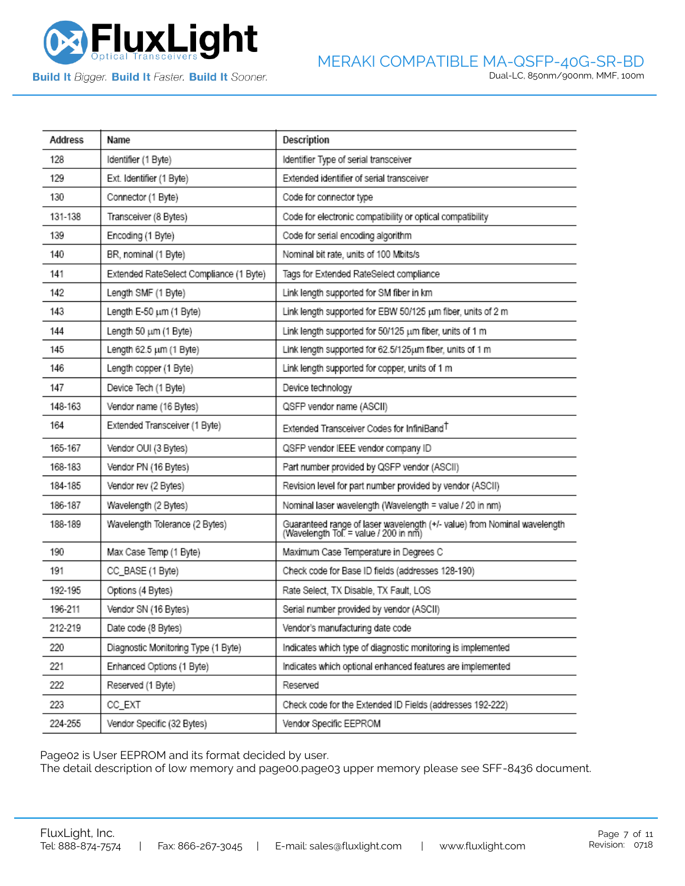| Address | Name | Description |
|---|---|---|
| 128 | Identifier (1 Byte) | Identifier Type of serial transceiver |
| 129 | Ext. Identifier (1 Byte) | Extended identifier of serial transceiver |
| 130 | Connector (1 Byte) | Code for connector type |
| 131-138 | Transceiver (8 Bytes) | Code for electronic compatibility or optical compatibility |
| 139 | Encoding (1 Byte) | Code for serial encoding algorithm |
| 140 | BR, nominal (1 Byte) | Nominal bit rate, units of 100 Mbits/s |
| 141 | Extended RateSelect Compliance (1 Byte) | Tags for Extended RateSelect compliance |
| 142 | Length SMF (1 Byte) | Link length supported for SM fiber in km |
| 143 | Length E-50 µm (1 Byte) | Link length supported for EBW 50/125 µm fiber, units of 2 m |
| 144 | Length 50 µm (1 Byte) | Link length supported for 50/125 µm fiber, units of 1 m |
| 145 | Length 62.5 µm (1 Byte) | Link length supported for 62.5/125µm fiber, units of 1 m |
| 146 | Length copper (1 Byte) | Link length supported for copper, units of 1 m |
| 147 | Device Tech (1 Byte) | Device technology |
| 148-163 | Vendor name (16 Bytes) | QSFP vendor name (ASCII) |
| 164 | Extended Transceiver (1 Byte) | Extended Transceiver Codes for InfiniBand† |
| 165-167 | Vendor OUI (3 Bytes) | QSFP vendor IEEE vendor company ID |
| 168-183 | Vendor PN (16 Bytes) | Part number provided by QSFP vendor (ASCII) |
| 184-185 | Vendor rev (2 Bytes) | Revision level for part number provided by vendor (ASCII) |
| 186-187 | Wavelength (2 Bytes) | Nominal laser wavelength (Wavelength = value / 20 in nm) |
| 188-189 | Wavelength Tolerance (2 Bytes) | Guaranteed range of laser wavelength (+/- value) from Nominal wavelength (Wavelength Tol. = value / 200 in nm) |
| 190 | Max Case Temp (1 Byte) | Maximum Case Temperature in Degrees C |
| 191 | CC_BASE (1 Byte) | Check code for Base ID fields (addresses 128-190) |
| 192-195 | Options (4 Bytes) | Rate Select, TX Disable, TX Fault, LOS |
| 196-211 | Vendor SN (16 Bytes) | Serial number provided by vendor (ASCII) |
| 212-219 | Date code (8 Bytes) | Vendor's manufacturing date code |
| 220 | Diagnostic Monitoring Type (1 Byte) | Indicates which type of diagnostic monitoring is implemented |
| 221 | Enhanced Options (1 Byte) | Indicates which optional enhanced features are implemented |
| 222 | Reserved (1 Byte) | Reserved |
| 223 | CC_EXT | Check code for the Extended ID Fields (addresses 192-222) |
| 224-255 | Vendor Specific (32 Bytes) | Vendor Specific EEPROM |

Page02 is User EEPROM and its format decided by user.
The detail description of low memory and page00.page03 upper memory please see SFF-8436 document.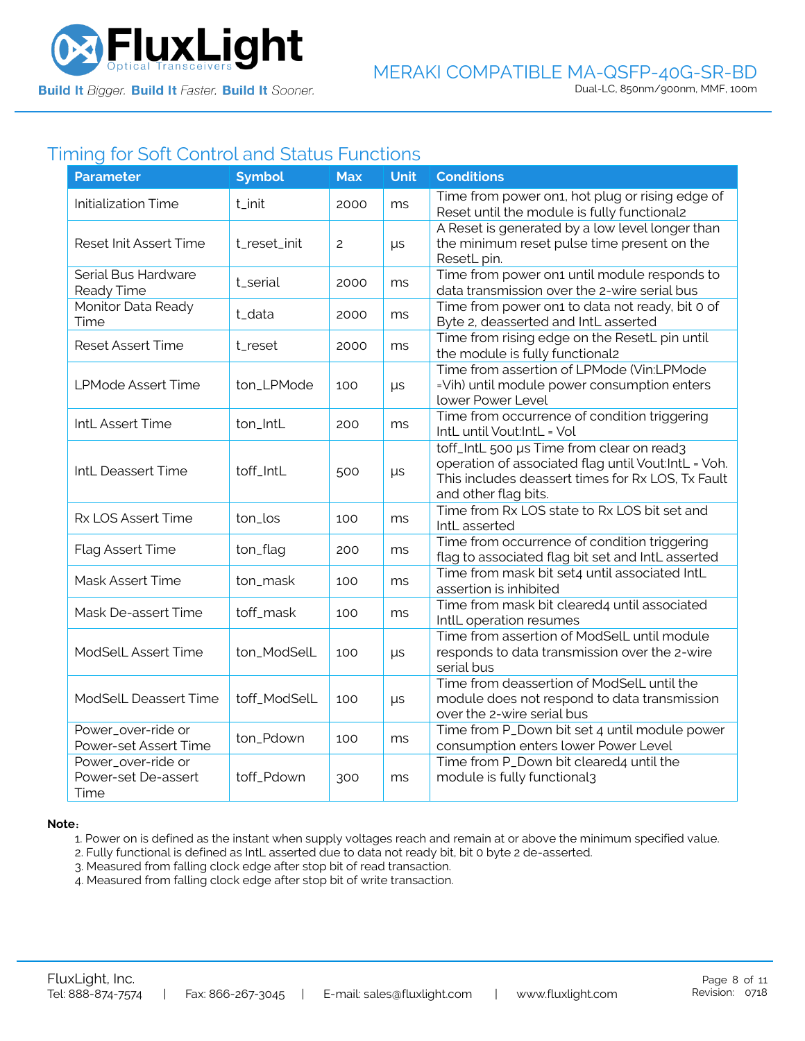## Timing for Soft Control and Status Functions

| Parameter | Symbol | Max | Unit | Conditions |
|---|---|---|---|---|
| Initialization Time | t_init | 2000 | ms | Time from power on1, hot plug or rising edge of Reset until the module is fully functional2 |
| Reset Init Assert Time | t_reset_init | 2 | μs | A Reset is generated by a low level longer than the minimum reset pulse time present on the ResetL pin. |
| Serial Bus Hardware Ready Time | t_serial | 2000 | ms | Time from power on1 until module responds to data transmission over the 2-wire serial bus |
| Monitor Data Ready Time | t_data | 2000 | ms | Time from power on1 to data not ready, bit 0 of Byte 2, deasserted and IntL asserted |
| Reset Assert Time | t_reset | 2000 | ms | Time from rising edge on the ResetL pin until the module is fully functional2 |
| LPMode Assert Time | ton_LPMode | 100 | μs | Time from assertion of LPMode (Vin:LPMode =Vih) until module power consumption enters lower Power Level |
| IntL Assert Time | ton_IntL | 200 | ms | Time from occurrence of condition triggering IntL until Vout:IntL = Vol |
| IntL Deassert Time | toff_IntL | 500 | μs | toff_IntL 500 μs Time from clear on read3 operation of associated flag until Vout:IntL = Voh. This includes deassert times for Rx LOS, Tx Fault and other flag bits. |
| Rx LOS Assert Time | ton_los | 100 | ms | Time from Rx LOS state to Rx LOS bit set and IntL asserted |
| Flag Assert Time | ton_flag | 200 | ms | Time from occurrence of condition triggering flag to associated flag bit set and IntL asserted |
| Mask Assert Time | ton_mask | 100 | ms | Time from mask bit set4 until associated IntL assertion is inhibited |
| Mask De-assert Time | toff_mask | 100 | ms | Time from mask bit cleared4 until associated IntlL operation resumes |
| ModSelL Assert Time | ton_ModSelL | 100 | μs | Time from assertion of ModSelL until module responds to data transmission over the 2-wire serial bus |
| ModSelL Deassert Time | toff_ModSelL | 100 | μs | Time from deassertion of ModSelL until the module does not respond to data transmission over the 2-wire serial bus |
| Power_over-ride or Power-set Assert Time | ton_Pdown | 100 | ms | Time from P_Down bit set 4 until module power consumption enters lower Power Level |
| Power_over-ride or Power-set De-assert Time | toff_Pdown | 300 | ms | Time from P_Down bit cleared4 until the module is fully functional3 |

**Note:**

1. Power on is defined as the instant when supply voltages reach and remain at or above the minimum specified value.
2. Fully functional is defined as IntL asserted due to data not ready bit, bit 0 byte 2 de-asserted.
3. Measured from falling clock edge after stop bit of read transaction.
4. Measured from falling clock edge after stop bit of write transaction.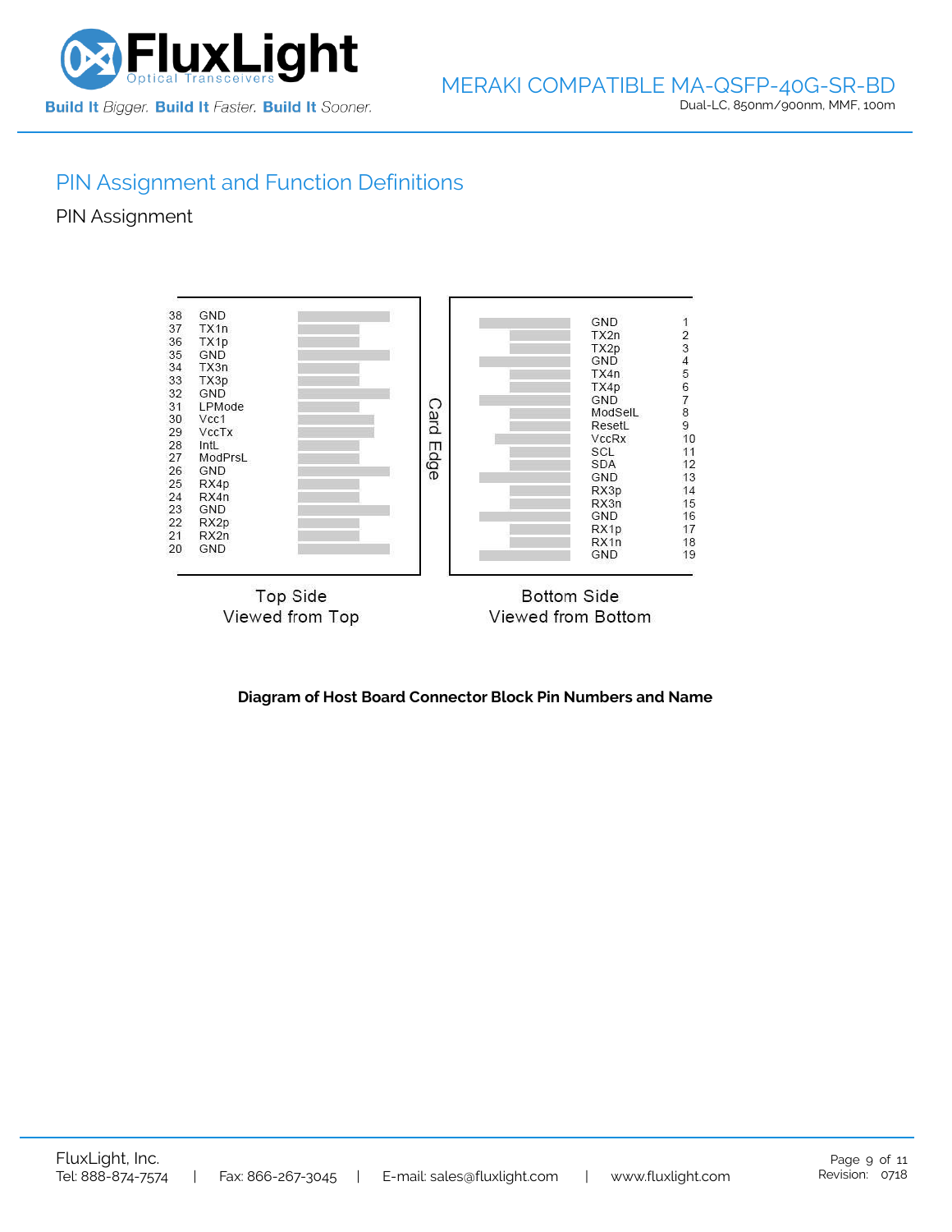## PIN Assignment and Function Definitions

### PIN Assignment

38 GND
37 TX1n
36 TX1p
35 GND
34 TX3n
33 TX3p
32 GND
31 LPMode
30 Vcc1
29 VccTx
28 IntL
27 ModPrsL
26 GND
25 RX4p
24 RX4n
23 GND
22 RX2p
21 RX2n
20 GND

Card Edge

GND 1
TX2n 2
TX2p 3
GND 4
TX4n 5
TX4p 6
GND 7
ModSelL 8
ResetL 9
VccRx 10
SCL 11
SDA 12
GND 13
RX3p 14
RX3n 15
GND 16
RX1p 17
RX1n 18
GND 19

Top Side
Viewed from Top

Bottom Side
Viewed from Bottom

**Diagram of Host Board Connector Block Pin Numbers and Name**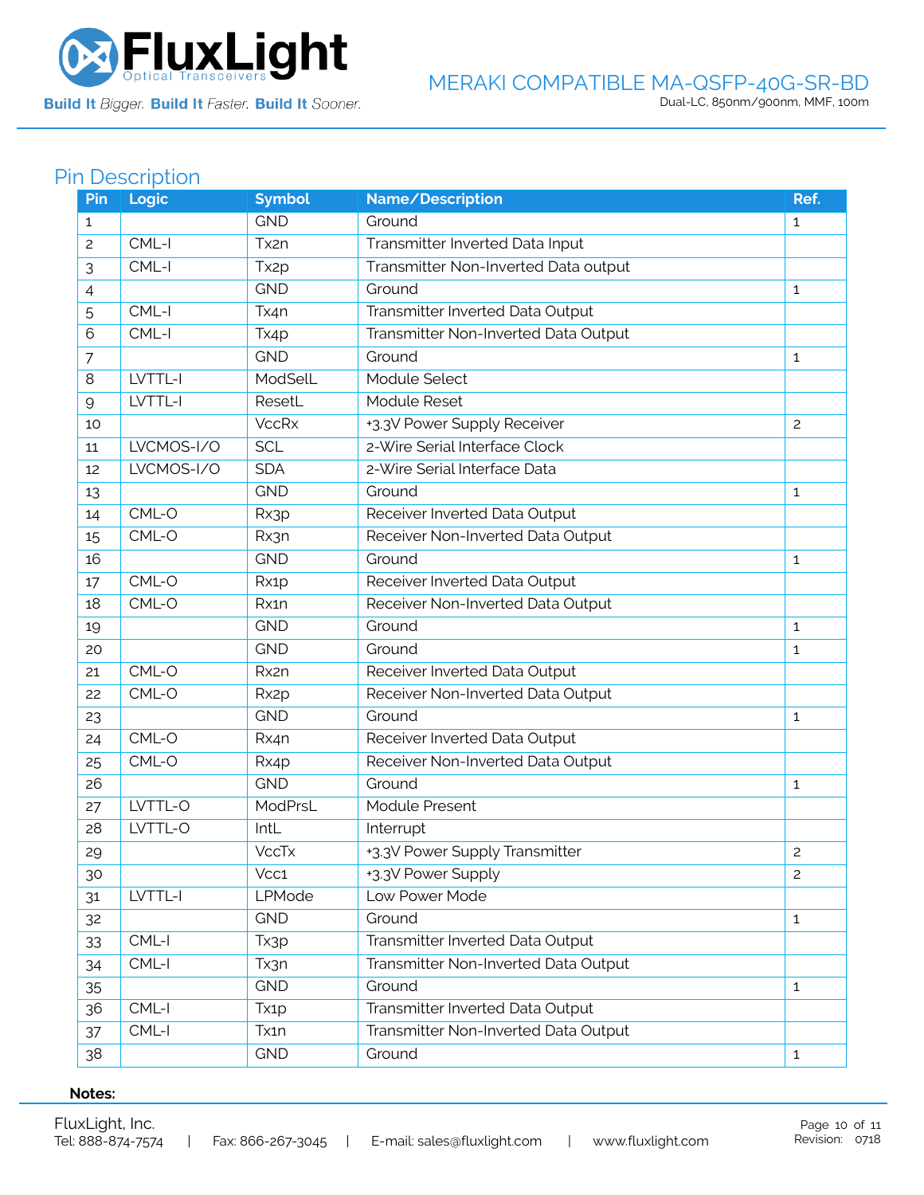## Pin Description

| Pin | Logic | Symbol | Name/Description | Ref. |
|---|---|---|---|---|
| 1 | | GND | Ground | 1 |
| 2 | CML-I | Tx2n | Transmitter Inverted Data Input | |
| 3 | CML-I | Tx2p | Transmitter Non-Inverted Data output | |
| 4 | | GND | Ground | 1 |
| 5 | CML-I | Tx4n | Transmitter Inverted Data Output | |
| 6 | CML-I | Tx4p | Transmitter Non-Inverted Data Output | |
| 7 | | GND | Ground | 1 |
| 8 | LVTTL-I | ModSelL | Module Select | |
| 9 | LVTTL-I | ResetL | Module Reset | |
| 10 | | VccRx | +3.3V Power Supply Receiver | 2 |
| 11 | LVCMOS-I/O | SCL | 2-Wire Serial Interface Clock | |
| 12 | LVCMOS-I/O | SDA | 2-Wire Serial Interface Data | |
| 13 | | GND | Ground | 1 |
| 14 | CML-O | Rx3p | Receiver Inverted Data Output | |
| 15 | CML-O | Rx3n | Receiver Non-Inverted Data Output | |
| 16 | | GND | Ground | 1 |
| 17 | CML-O | Rx1p | Receiver Inverted Data Output | |
| 18 | CML-O | Rx1n | Receiver Non-Inverted Data Output | |
| 19 | | GND | Ground | 1 |
| 20 | | GND | Ground | 1 |
| 21 | CML-O | Rx2n | Receiver Inverted Data Output | |
| 22 | CML-O | Rx2p | Receiver Non-Inverted Data Output | |
| 23 | | GND | Ground | 1 |
| 24 | CML-O | Rx4n | Receiver Inverted Data Output | |
| 25 | CML-O | Rx4p | Receiver Non-Inverted Data Output | |
| 26 | | GND | Ground | 1 |
| 27 | LVTTL-O | ModPrsL | Module Present | |
| 28 | LVTTL-O | IntL | Interrupt | |
| 29 | | VccTx | +3.3V Power Supply Transmitter | 2 |
| 30 | | Vcc1 | +3.3V Power Supply | 2 |
| 31 | LVTTL-I | LPMode | Low Power Mode | |
| 32 | | GND | Ground | 1 |
| 33 | CML-I | Tx3p | Transmitter Inverted Data Output | |
| 34 | CML-I | Tx3n | Transmitter Non-Inverted Data Output | |
| 35 | | GND | Ground | 1 |
| 36 | CML-I | Tx1p | Transmitter Inverted Data Output | |
| 37 | CML-I | Tx1n | Transmitter Non-Inverted Data Output | |
| 38 | | GND | Ground | 1 |

**Notes:**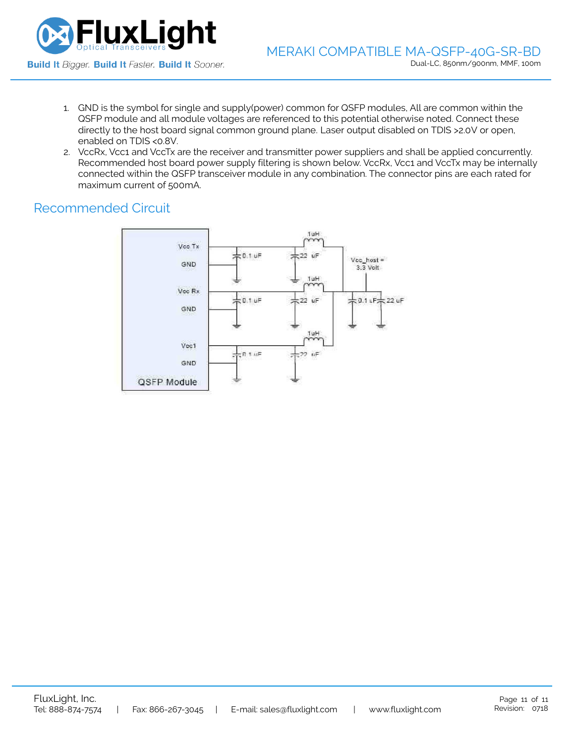1. GND is the symbol for single and supply(power) common for QSFP modules, All are common within the QSFP module and all module voltages are referenced to this potential otherwise noted. Connect these directly to the host board signal common ground plane. Laser output disabled on TDIS >2.0V or open, enabled on TDIS <0.8V.
2. VccRx, Vcc1 and VccTx are the receiver and transmitter power suppliers and shall be applied concurrently. Recommended host board power supply filtering is shown below. VccRx, Vcc1 and VccTx may be internally connected within the QSFP transceiver module in any combination. The connector pins are each rated for maximum current of 500mA.

## Recommended Circuit

Vcc Tx
GND
Vcc Rx
GND
Vcc1
GND
QSFP Module
1uH
0.1 uF
22 uF
Vcc_host = 3.3 Volt
1uH
0.1 uF
22 uF
0.1 uF
22 uF
1uH
0.1 uF
22 uF